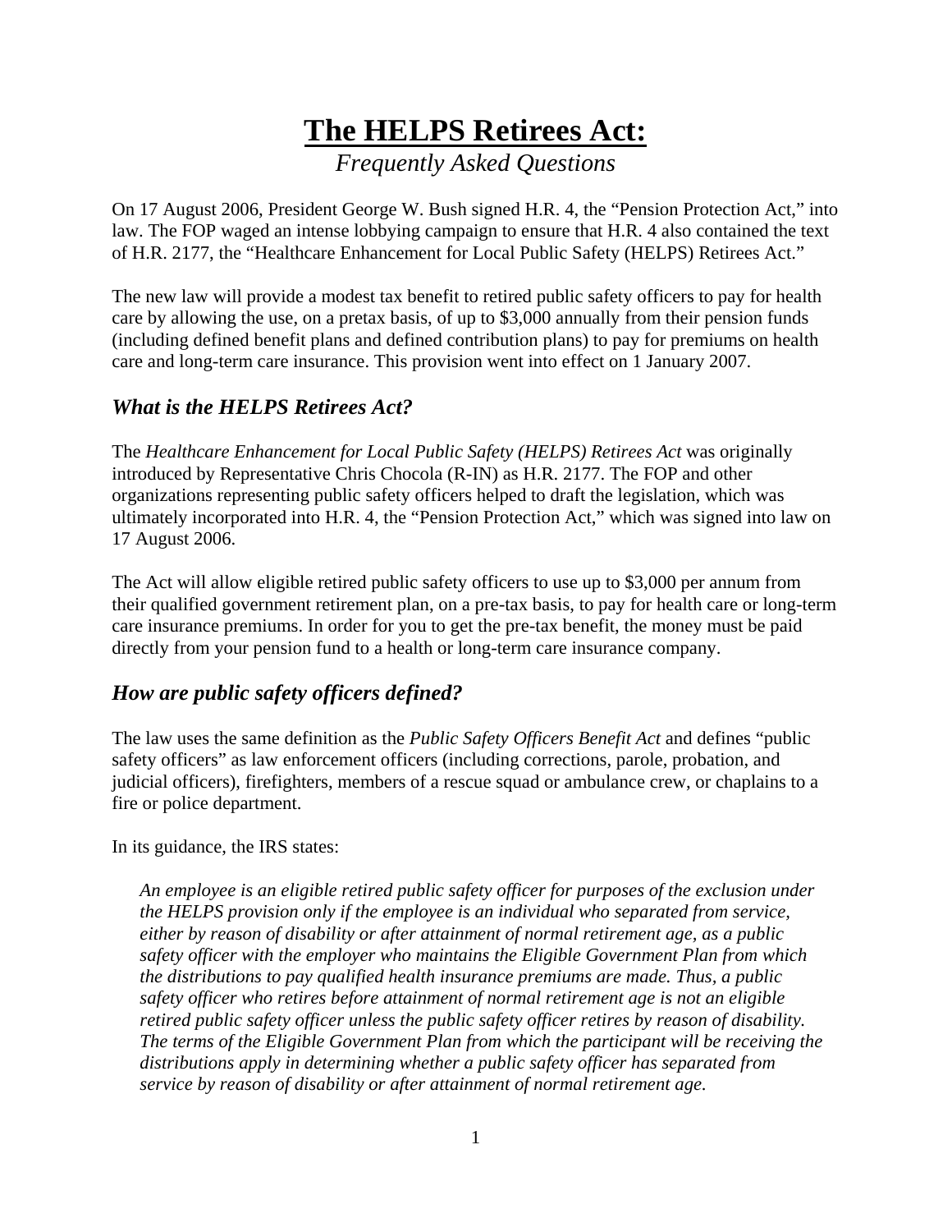# <u>The HELPS Retirees Act:</u>

*Frequently Asked Questions*

On 17 August 2006, President George W. Bush signed H.R. 4, the "Pension Protection Act," into law. The FOP waged an intense lobbying campaign to ensure that H.R. 4 also contained the text of H.R. 2177, the "Healthcare Enhancement for Local Public Safety (HELPS) Retirees Act."

The new law will provide a modest tax benefit to retired public safety officers to pay for health care by allowing the use, on a pretax basis, of up to $3,000 annually from their pension funds (including defined benefit plans and defined contribution plans) to pay for premiums on health care and long-term care insurance. This provision went into effect on 1 January 2007.

## *What is the HELPS Retirees Act?*

The *Healthcare Enhancement for Local Public Safety (HELPS) Retirees Act* was originally introduced by Representative Chris Chocola (R-IN) as H.R. 2177. The FOP and other organizations representing public safety officers helped to draft the legislation, which was ultimately incorporated into H.R. 4, the "Pension Protection Act," which was signed into law on 17 August 2006.

The Act will allow eligible retired public safety officers to use up to $3,000 per annum from their qualified government retirement plan, on a pre-tax basis, to pay for health care or long-term care insurance premiums. In order for you to get the pre-tax benefit, the money must be paid directly from your pension fund to a health or long-term care insurance company.

## *How are public safety officers defined?*

The law uses the same definition as the *Public Safety Officers Benefit Act* and defines "public safety officers" as law enforcement officers (including corrections, parole, probation, and judicial officers), firefighters, members of a rescue squad or ambulance crew, or chaplains to a fire or police department.

In its guidance, the IRS states:

> *An employee is an eligible retired public safety officer for purposes of the exclusion under the HELPS provision only if the employee is an individual who separated from service, either by reason of disability or after attainment of normal retirement age, as a public safety officer with the employer who maintains the Eligible Government Plan from which the distributions to pay qualified health insurance premiums are made. Thus, a public safety officer who retires before attainment of normal retirement age is not an eligible retired public safety officer unless the public safety officer retires by reason of disability. The terms of the Eligible Government Plan from which the participant will be receiving the distributions apply in determining whether a public safety officer has separated from service by reason of disability or after attainment of normal retirement age.*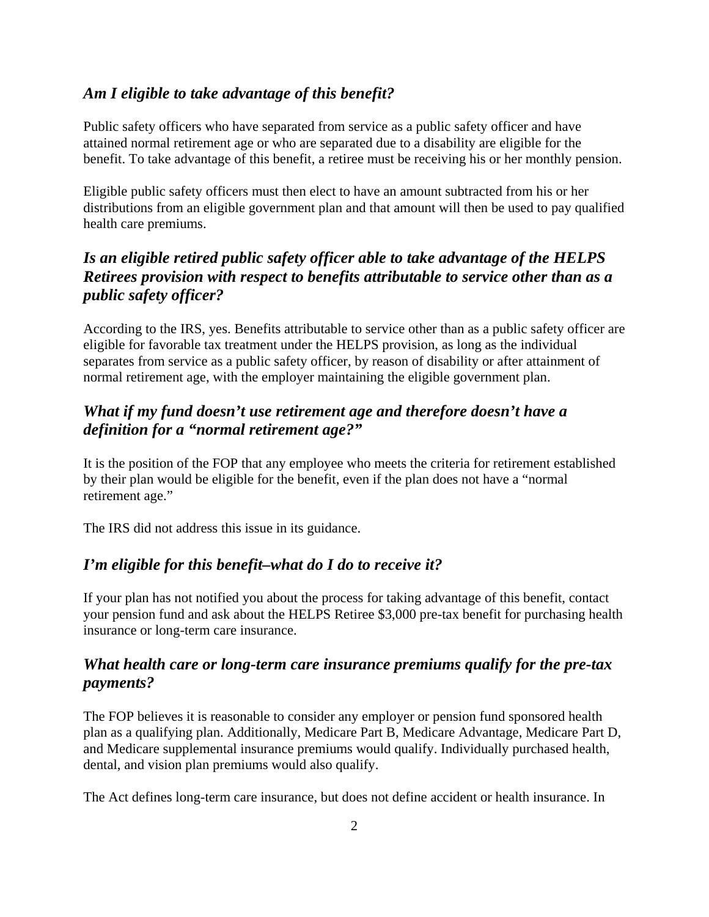### *Am I eligible to take advantage of this benefit?*

Public safety officers who have separated from service as a public safety officer and have attained normal retirement age or who are separated due to a disability are eligible for the benefit. To take advantage of this benefit, a retiree must be receiving his or her monthly pension.

Eligible public safety officers must then elect to have an amount subtracted from his or her distributions from an eligible government plan and that amount will then be used to pay qualified health care premiums.

### *Is an eligible retired public safety officer able to take advantage of the HELPS Retirees provision with respect to benefits attributable to service other than as a public safety officer?*

According to the IRS, yes. Benefits attributable to service other than as a public safety officer are eligible for favorable tax treatment under the HELPS provision, as long as the individual separates from service as a public safety officer, by reason of disability or after attainment of normal retirement age, with the employer maintaining the eligible government plan.

### *What if my fund doesn't use retirement age and therefore doesn't have a definition for a "normal retirement age?"*

It is the position of the FOP that any employee who meets the criteria for retirement established by their plan would be eligible for the benefit, even if the plan does not have a "normal retirement age."

The IRS did not address this issue in its guidance.

### *I'm eligible for this benefit–what do I do to receive it?*

If your plan has not notified you about the process for taking advantage of this benefit, contact your pension fund and ask about the HELPS Retiree $3,000 pre-tax benefit for purchasing health insurance or long-term care insurance.

### *What health care or long-term care insurance premiums qualify for the pre-tax payments?*

The FOP believes it is reasonable to consider any employer or pension fund sponsored health plan as a qualifying plan. Additionally, Medicare Part B, Medicare Advantage, Medicare Part D, and Medicare supplemental insurance premiums would qualify. Individually purchased health, dental, and vision plan premiums would also qualify.

The Act defines long-term care insurance, but does not define accident or health insurance. In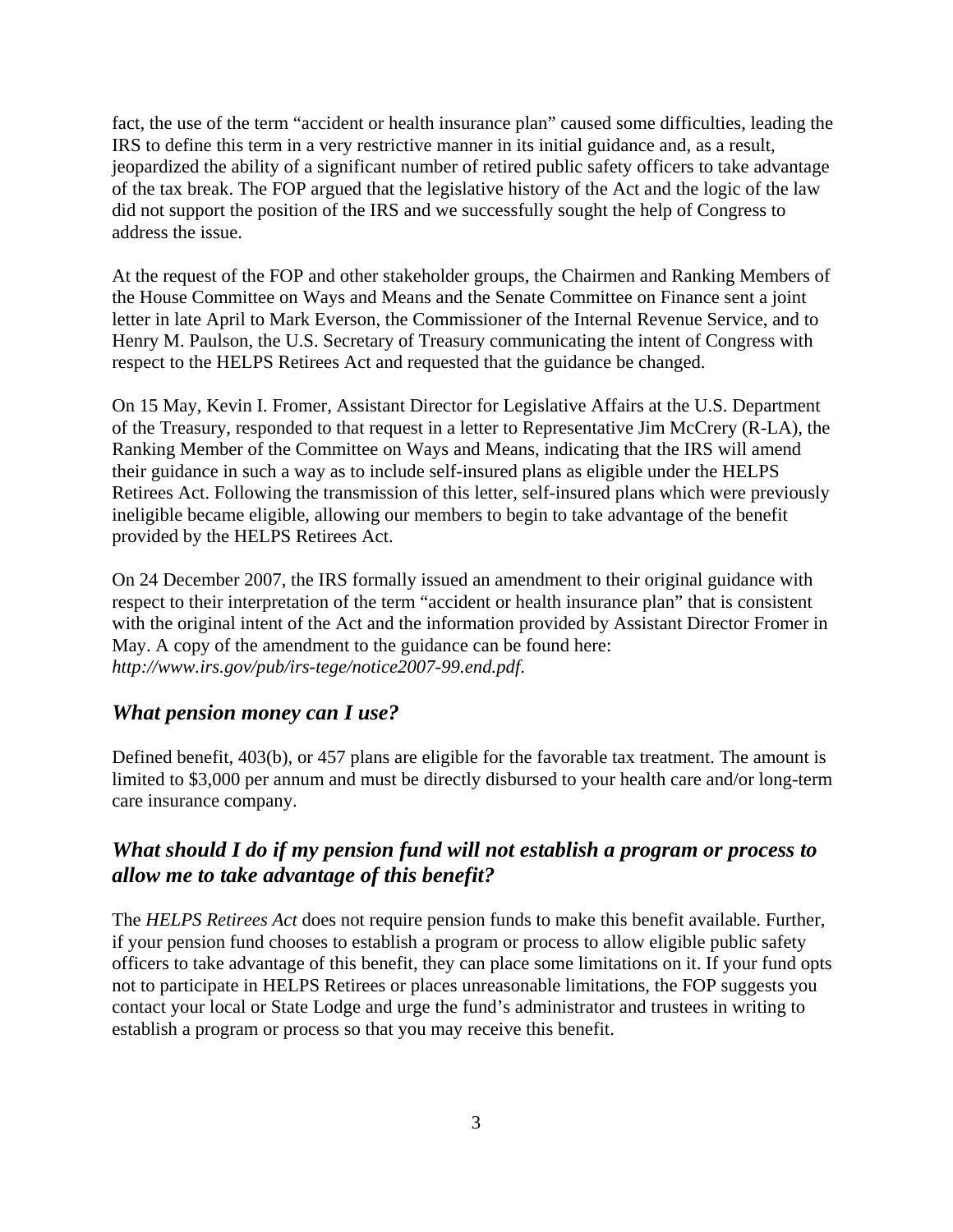fact, the use of the term "accident or health insurance plan" caused some difficulties, leading the IRS to define this term in a very restrictive manner in its initial guidance and, as a result, jeopardized the ability of a significant number of retired public safety officers to take advantage of the tax break. The FOP argued that the legislative history of the Act and the logic of the law did not support the position of the IRS and we successfully sought the help of Congress to address the issue.

At the request of the FOP and other stakeholder groups, the Chairmen and Ranking Members of the House Committee on Ways and Means and the Senate Committee on Finance sent a joint letter in late April to Mark Everson, the Commissioner of the Internal Revenue Service, and to Henry M. Paulson, the U.S. Secretary of Treasury communicating the intent of Congress with respect to the HELPS Retirees Act and requested that the guidance be changed.

On 15 May, Kevin I. Fromer, Assistant Director for Legislative Affairs at the U.S. Department of the Treasury, responded to that request in a letter to Representative Jim McCrery (R-LA), the Ranking Member of the Committee on Ways and Means, indicating that the IRS will amend their guidance in such a way as to include self-insured plans as eligible under the HELPS Retirees Act. Following the transmission of this letter, self-insured plans which were previously ineligible became eligible, allowing our members to begin to take advantage of the benefit provided by the HELPS Retirees Act.

On 24 December 2007, the IRS formally issued an amendment to their original guidance with respect to their interpretation of the term "accident or health insurance plan" that is consistent with the original intent of the Act and the information provided by Assistant Director Fromer in May. A copy of the amendment to the guidance can be found here: *http://www.irs.gov/pub/irs-tege/notice2007-99.end.pdf.*

## *What pension money can I use?*

Defined benefit, 403(b), or 457 plans are eligible for the favorable tax treatment. The amount is limited to $3,000 per annum and must be directly disbursed to your health care and/or long-term care insurance company.

## *What should I do if my pension fund will not establish a program or process to allow me to take advantage of this benefit?*

The *HELPS Retirees Act* does not require pension funds to make this benefit available. Further, if your pension fund chooses to establish a program or process to allow eligible public safety officers to take advantage of this benefit, they can place some limitations on it. If your fund opts not to participate in HELPS Retirees or places unreasonable limitations, the FOP suggests you contact your local or State Lodge and urge the fund's administrator and trustees in writing to establish a program or process so that you may receive this benefit.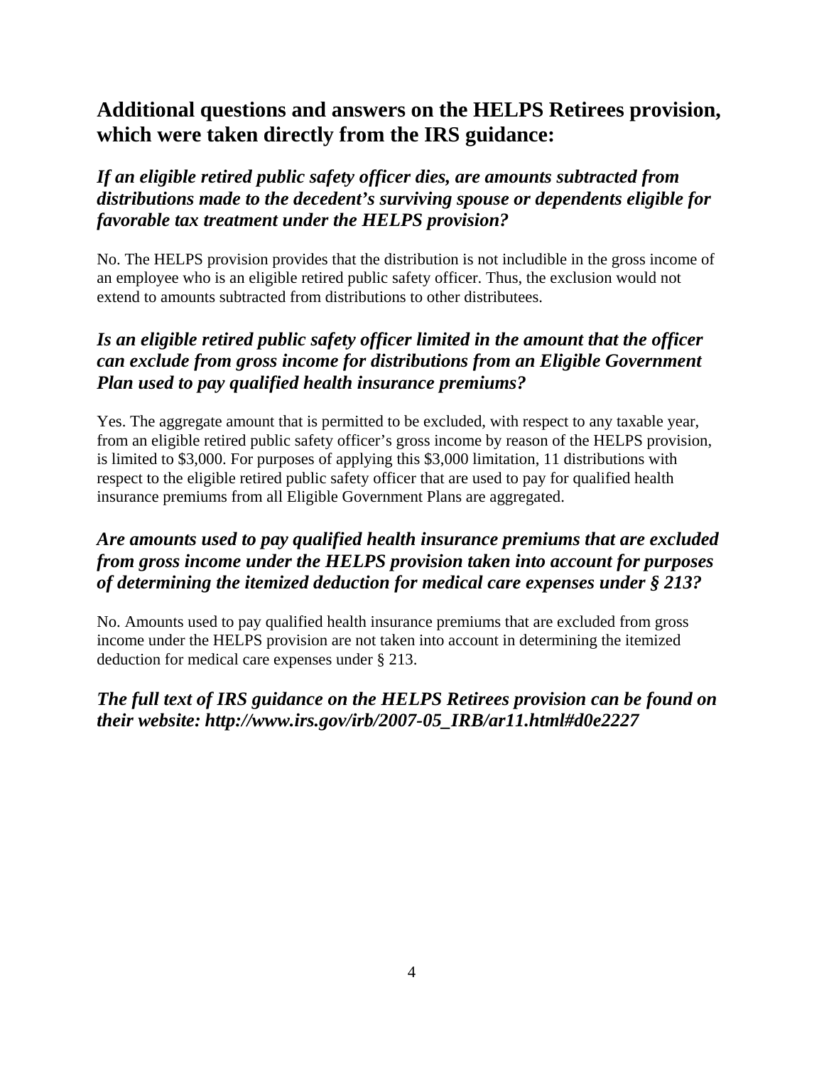## Additional questions and answers on the HELPS Retirees provision, which were taken directly from the IRS guidance:

### *If an eligible retired public safety officer dies, are amounts subtracted from distributions made to the decedent's surviving spouse or dependents eligible for favorable tax treatment under the HELPS provision?*

No. The HELPS provision provides that the distribution is not includible in the gross income of an employee who is an eligible retired public safety officer. Thus, the exclusion would not extend to amounts subtracted from distributions to other distributees.

### *Is an eligible retired public safety officer limited in the amount that the officer can exclude from gross income for distributions from an Eligible Government Plan used to pay qualified health insurance premiums?*

Yes. The aggregate amount that is permitted to be excluded, with respect to any taxable year, from an eligible retired public safety officer's gross income by reason of the HELPS provision, is limited to $3,000. For purposes of applying this $3,000 limitation, 11 distributions with respect to the eligible retired public safety officer that are used to pay for qualified health insurance premiums from all Eligible Government Plans are aggregated.

### *Are amounts used to pay qualified health insurance premiums that are excluded from gross income under the HELPS provision taken into account for purposes of determining the itemized deduction for medical care expenses under § 213?*

No. Amounts used to pay qualified health insurance premiums that are excluded from gross income under the HELPS provision are not taken into account in determining the itemized deduction for medical care expenses under § 213.

### *The full text of IRS guidance on the HELPS Retirees provision can be found on their website: http://www.irs.gov/irb/2007-05_IRB/ar11.html#d0e2227*